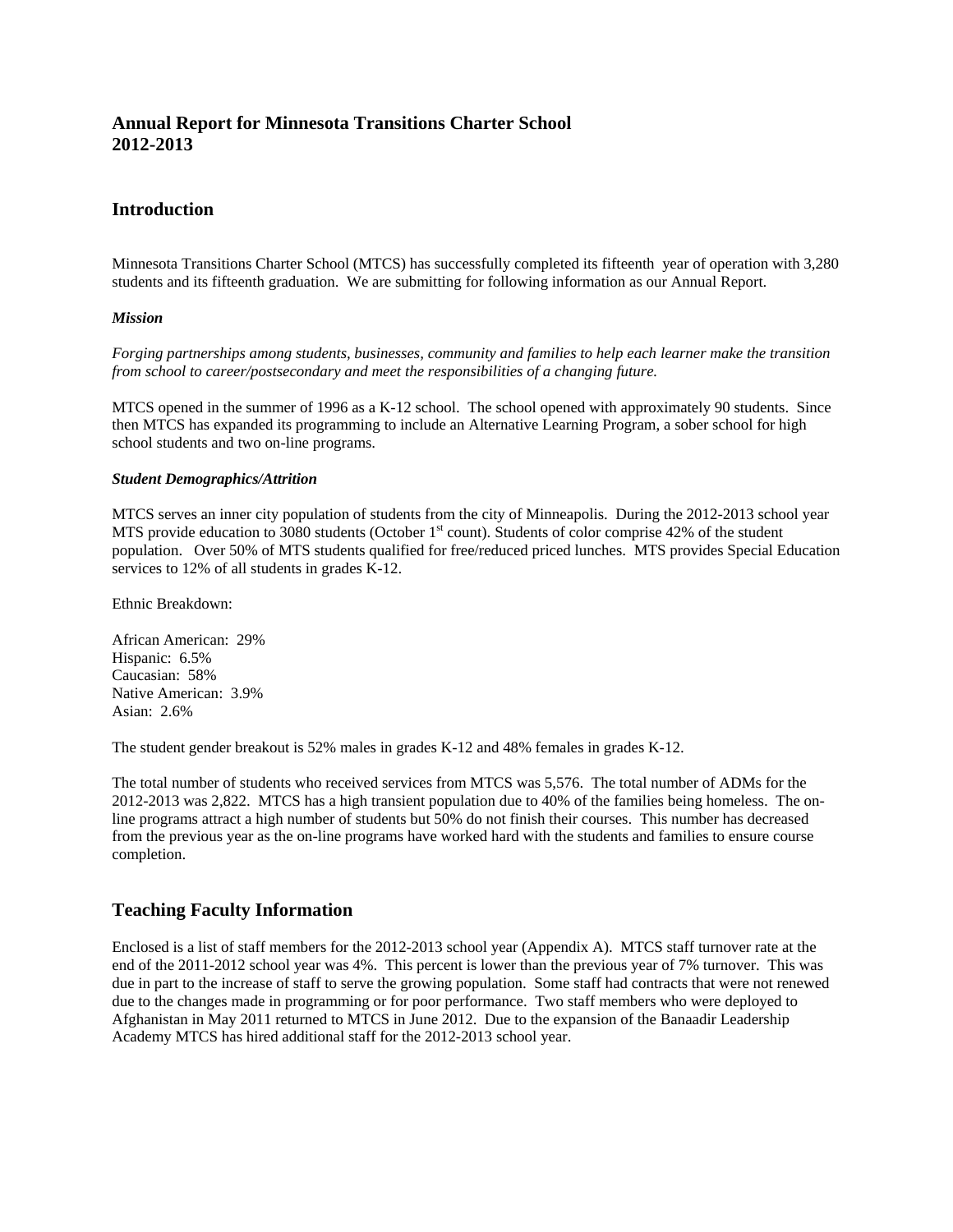# Annual Report for Minnesota Transitions Charter School 2012-2013

## Introduction

Minnesota Transitions Charter School (MTCS) has successfully completed its fifteenth year of operation with 3,280 students and its fifteenth graduation. We are submitting for following information as our Annual Report.

### *Mission*

*Forging partnerships among students, businesses, community and families to help each learner make the transition from school to career/postsecondary and meet the responsibilities of a changing future.*

MTCS opened in the summer of 1996 as a K-12 school. The school opened with approximately 90 students. Since then MTCS has expanded its programming to include an Alternative Learning Program, a sober school for high school students and two on-line programs.

### *Student Demographics/Attrition*

MTCS serves an inner city population of students from the city of Minneapolis. During the 2012-2013 school year MTS provide education to 3080 students (October 1st count). Students of color comprise 42% of the student population. Over 50% of MTS students qualified for free/reduced priced lunches. MTS provides Special Education services to 12% of all students in grades K-12.

Ethnic Breakdown:

African American: 29%
Hispanic: 6.5%
Caucasian: 58%
Native American: 3.9%
Asian: 2.6%

The student gender breakout is 52% males in grades K-12 and 48% females in grades K-12.

The total number of students who received services from MTCS was 5,576. The total number of ADMs for the 2012-2013 was 2,822. MTCS has a high transient population due to 40% of the families being homeless. The on-line programs attract a high number of students but 50% do not finish their courses. This number has decreased from the previous year as the on-line programs have worked hard with the students and families to ensure course completion.

## Teaching Faculty Information

Enclosed is a list of staff members for the 2012-2013 school year (Appendix A). MTCS staff turnover rate at the end of the 2011-2012 school year was 4%. This percent is lower than the previous year of 7% turnover. This was due in part to the increase of staff to serve the growing population. Some staff had contracts that were not renewed due to the changes made in programming or for poor performance. Two staff members who were deployed to Afghanistan in May 2011 returned to MTCS in June 2012. Due to the expansion of the Banaadir Leadership Academy MTCS has hired additional staff for the 2012-2013 school year.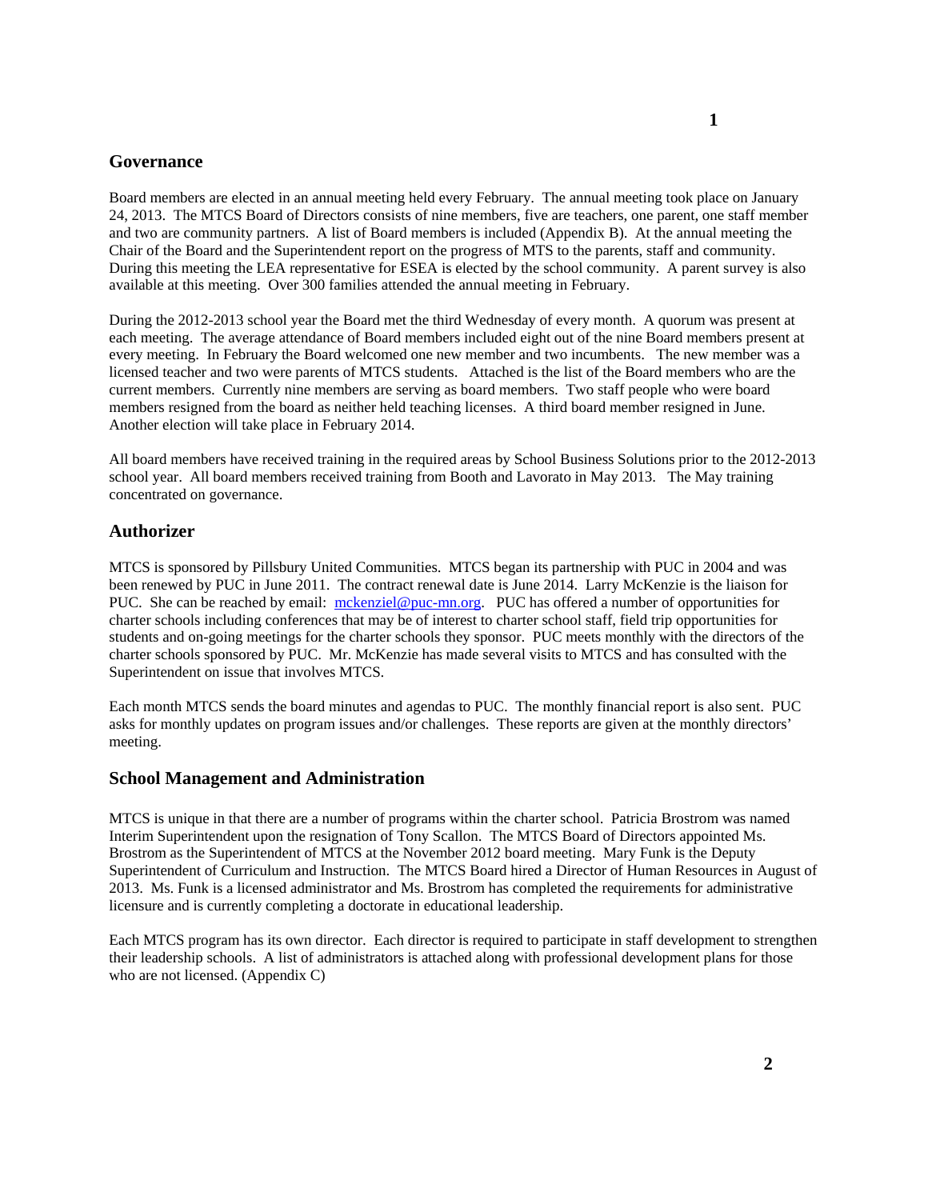## Governance

Board members are elected in an annual meeting held every February. The annual meeting took place on January 24, 2013. The MTCS Board of Directors consists of nine members, five are teachers, one parent, one staff member and two are community partners. A list of Board members is included (Appendix B). At the annual meeting the Chair of the Board and the Superintendent report on the progress of MTS to the parents, staff and community. During this meeting the LEA representative for ESEA is elected by the school community. A parent survey is also available at this meeting. Over 300 families attended the annual meeting in February.

During the 2012-2013 school year the Board met the third Wednesday of every month. A quorum was present at each meeting. The average attendance of Board members included eight out of the nine Board members present at every meeting. In February the Board welcomed one new member and two incumbents. The new member was a licensed teacher and two were parents of MTCS students. Attached is the list of the Board members who are the current members. Currently nine members are serving as board members. Two staff people who were board members resigned from the board as neither held teaching licenses. A third board member resigned in June. Another election will take place in February 2014.

All board members have received training in the required areas by School Business Solutions prior to the 2012-2013 school year. All board members received training from Booth and Lavorato in May 2013. The May training concentrated on governance.

## Authorizer

MTCS is sponsored by Pillsbury United Communities. MTCS began its partnership with PUC in 2004 and was been renewed by PUC in June 2011. The contract renewal date is June 2014. Larry McKenzie is the liaison for PUC. She can be reached by email: [mckenziel@puc-mn.org](mailto:mckenziel@puc-mn.org). PUC has offered a number of opportunities for charter schools including conferences that may be of interest to charter school staff, field trip opportunities for students and on-going meetings for the charter schools they sponsor. PUC meets monthly with the directors of the charter schools sponsored by PUC. Mr. McKenzie has made several visits to MTCS and has consulted with the Superintendent on issue that involves MTCS.

Each month MTCS sends the board minutes and agendas to PUC. The monthly financial report is also sent. PUC asks for monthly updates on program issues and/or challenges. These reports are given at the monthly directors' meeting.

## School Management and Administration

MTCS is unique in that there are a number of programs within the charter school. Patricia Brostrom was named Interim Superintendent upon the resignation of Tony Scallon. The MTCS Board of Directors appointed Ms. Brostrom as the Superintendent of MTCS at the November 2012 board meeting. Mary Funk is the Deputy Superintendent of Curriculum and Instruction. The MTCS Board hired a Director of Human Resources in August of 2013. Ms. Funk is a licensed administrator and Ms. Brostrom has completed the requirements for administrative licensure and is currently completing a doctorate in educational leadership.

Each MTCS program has its own director. Each director is required to participate in staff development to strengthen their leadership schools. A list of administrators is attached along with professional development plans for those who are not licensed. (Appendix C)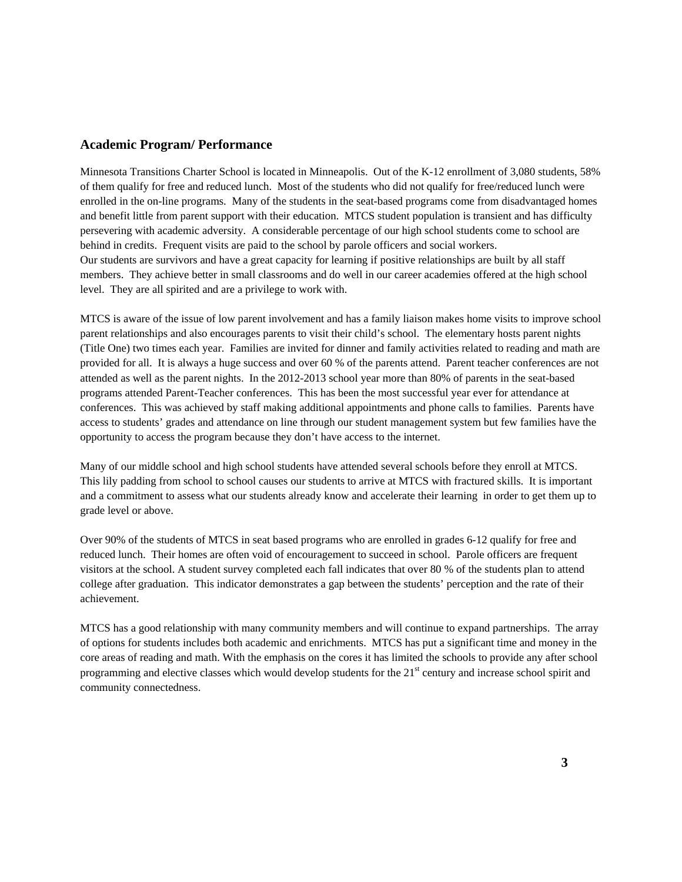## Academic Program/ Performance

Minnesota Transitions Charter School is located in Minneapolis. Out of the K-12 enrollment of 3,080 students, 58% of them qualify for free and reduced lunch. Most of the students who did not qualify for free/reduced lunch were enrolled in the on-line programs. Many of the students in the seat-based programs come from disadvantaged homes and benefit little from parent support with their education. MTCS student population is transient and has difficulty persevering with academic adversity. A considerable percentage of our high school students come to school are behind in credits. Frequent visits are paid to the school by parole officers and social workers.
Our students are survivors and have a great capacity for learning if positive relationships are built by all staff members. They achieve better in small classrooms and do well in our career academies offered at the high school level. They are all spirited and are a privilege to work with.

MTCS is aware of the issue of low parent involvement and has a family liaison makes home visits to improve school parent relationships and also encourages parents to visit their child's school. The elementary hosts parent nights (Title One) two times each year. Families are invited for dinner and family activities related to reading and math are provided for all. It is always a huge success and over 60 % of the parents attend. Parent teacher conferences are not attended as well as the parent nights. In the 2012-2013 school year more than 80% of parents in the seat-based programs attended Parent-Teacher conferences. This has been the most successful year ever for attendance at conferences. This was achieved by staff making additional appointments and phone calls to families. Parents have access to students' grades and attendance on line through our student management system but few families have the opportunity to access the program because they don't have access to the internet.

Many of our middle school and high school students have attended several schools before they enroll at MTCS. This lily padding from school to school causes our students to arrive at MTCS with fractured skills. It is important and a commitment to assess what our students already know and accelerate their learning in order to get them up to grade level or above.

Over 90% of the students of MTCS in seat based programs who are enrolled in grades 6-12 qualify for free and reduced lunch. Their homes are often void of encouragement to succeed in school. Parole officers are frequent visitors at the school. A student survey completed each fall indicates that over 80 % of the students plan to attend college after graduation. This indicator demonstrates a gap between the students' perception and the rate of their achievement.

MTCS has a good relationship with many community members and will continue to expand partnerships. The array of options for students includes both academic and enrichments. MTCS has put a significant time and money in the core areas of reading and math. With the emphasis on the cores it has limited the schools to provide any after school programming and elective classes which would develop students for the 21st century and increase school spirit and community connectedness.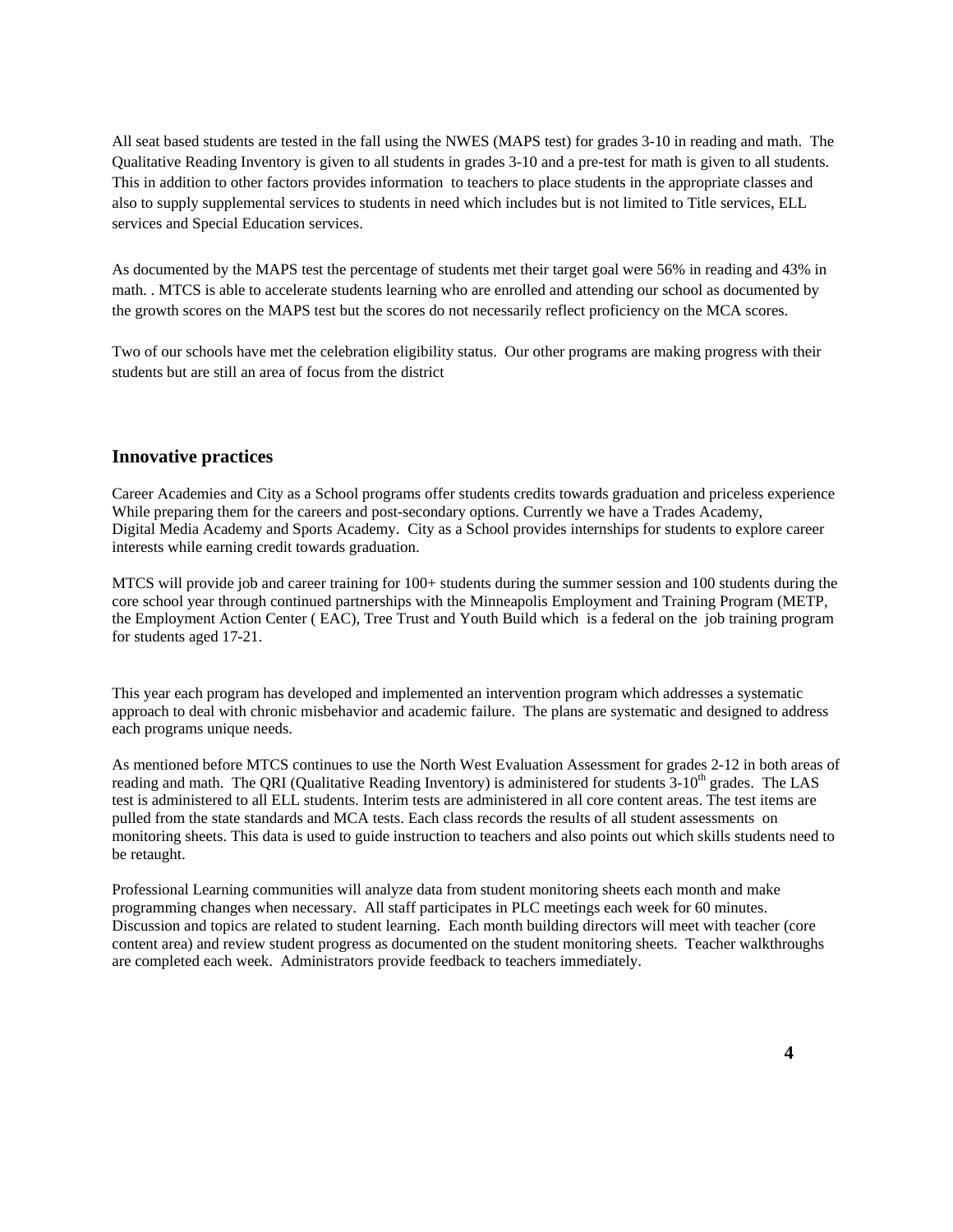All seat based students are tested in the fall using the NWES (MAPS test) for grades 3-10 in reading and math. The Qualitative Reading Inventory is given to all students in grades 3-10 and a pre-test for math is given to all students. This in addition to other factors provides information to teachers to place students in the appropriate classes and also to supply supplemental services to students in need which includes but is not limited to Title services, ELL services and Special Education services.

As documented by the MAPS test the percentage of students met their target goal were 56% in reading and 43% in math. . MTCS is able to accelerate students learning who are enrolled and attending our school as documented by the growth scores on the MAPS test but the scores do not necessarily reflect proficiency on the MCA scores.

Two of our schools have met the celebration eligibility status. Our other programs are making progress with their students but are still an area of focus from the district

### Innovative practices

Career Academies and City as a School programs offer students credits towards graduation and priceless experience While preparing them for the careers and post-secondary options. Currently we have a Trades Academy, Digital Media Academy and Sports Academy. City as a School provides internships for students to explore career interests while earning credit towards graduation.

MTCS will provide job and career training for 100+ students during the summer session and 100 students during the core school year through continued partnerships with the Minneapolis Employment and Training Program (METP, the Employment Action Center ( EAC), Tree Trust and Youth Build which is a federal on the job training program for students aged 17-21.

This year each program has developed and implemented an intervention program which addresses a systematic approach to deal with chronic misbehavior and academic failure. The plans are systematic and designed to address each programs unique needs.

As mentioned before MTCS continues to use the North West Evaluation Assessment for grades 2-12 in both areas of reading and math. The QRI (Qualitative Reading Inventory) is administered for students 3-10th grades. The LAS test is administered to all ELL students. Interim tests are administered in all core content areas. The test items are pulled from the state standards and MCA tests. Each class records the results of all student assessments on monitoring sheets. This data is used to guide instruction to teachers and also points out which skills students need to be retaught.

Professional Learning communities will analyze data from student monitoring sheets each month and make programming changes when necessary. All staff participates in PLC meetings each week for 60 minutes. Discussion and topics are related to student learning. Each month building directors will meet with teacher (core content area) and review student progress as documented on the student monitoring sheets. Teacher walkthroughs are completed each week. Administrators provide feedback to teachers immediately.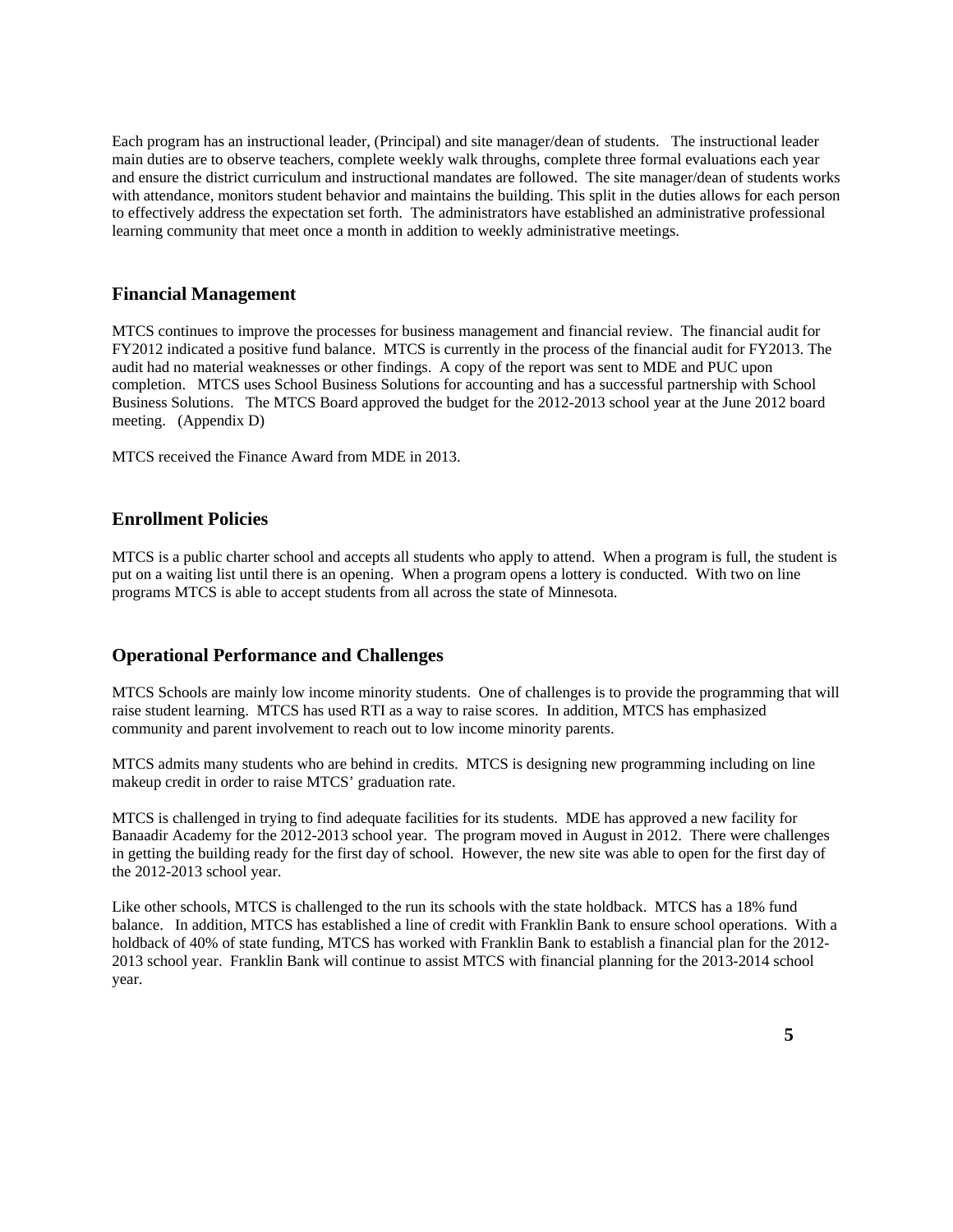Each program has an instructional leader, (Principal) and site manager/dean of students. The instructional leader main duties are to observe teachers, complete weekly walk throughs, complete three formal evaluations each year and ensure the district curriculum and instructional mandates are followed. The site manager/dean of students works with attendance, monitors student behavior and maintains the building. This split in the duties allows for each person to effectively address the expectation set forth. The administrators have established an administrative professional learning community that meet once a month in addition to weekly administrative meetings.

## Financial Management

MTCS continues to improve the processes for business management and financial review. The financial audit for FY2012 indicated a positive fund balance. MTCS is currently in the process of the financial audit for FY2013. The audit had no material weaknesses or other findings. A copy of the report was sent to MDE and PUC upon completion. MTCS uses School Business Solutions for accounting and has a successful partnership with School Business Solutions. The MTCS Board approved the budget for the 2012-2013 school year at the June 2012 board meeting. (Appendix D)

MTCS received the Finance Award from MDE in 2013.

## Enrollment Policies

MTCS is a public charter school and accepts all students who apply to attend. When a program is full, the student is put on a waiting list until there is an opening. When a program opens a lottery is conducted. With two on line programs MTCS is able to accept students from all across the state of Minnesota.

## Operational Performance and Challenges

MTCS Schools are mainly low income minority students. One of challenges is to provide the programming that will raise student learning. MTCS has used RTI as a way to raise scores. In addition, MTCS has emphasized community and parent involvement to reach out to low income minority parents.

MTCS admits many students who are behind in credits. MTCS is designing new programming including on line makeup credit in order to raise MTCS' graduation rate.

MTCS is challenged in trying to find adequate facilities for its students. MDE has approved a new facility for Banaadir Academy for the 2012-2013 school year. The program moved in August in 2012. There were challenges in getting the building ready for the first day of school. However, the new site was able to open for the first day of the 2012-2013 school year.

Like other schools, MTCS is challenged to the run its schools with the state holdback. MTCS has a 18% fund balance. In addition, MTCS has established a line of credit with Franklin Bank to ensure school operations. With a holdback of 40% of state funding, MTCS has worked with Franklin Bank to establish a financial plan for the 2012-2013 school year. Franklin Bank will continue to assist MTCS with financial planning for the 2013-2014 school year.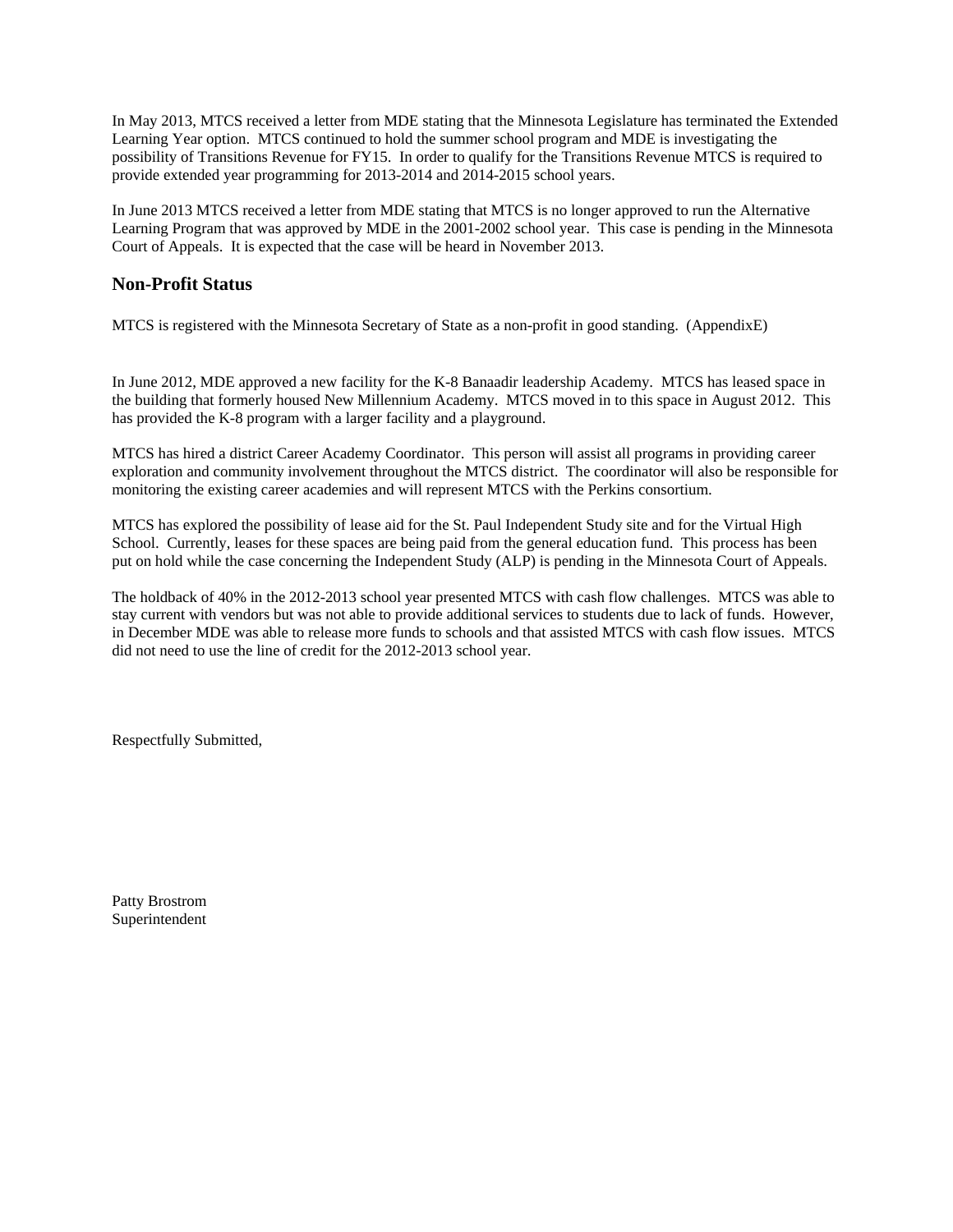In May 2013, MTCS received a letter from MDE stating that the Minnesota Legislature has terminated the Extended Learning Year option. MTCS continued to hold the summer school program and MDE is investigating the possibility of Transitions Revenue for FY15. In order to qualify for the Transitions Revenue MTCS is required to provide extended year programming for 2013-2014 and 2014-2015 school years.

In June 2013 MTCS received a letter from MDE stating that MTCS is no longer approved to run the Alternative Learning Program that was approved by MDE in the 2001-2002 school year. This case is pending in the Minnesota Court of Appeals. It is expected that the case will be heard in November 2013.

## Non-Profit Status

MTCS is registered with the Minnesota Secretary of State as a non-profit in good standing. (AppendixE)

In June 2012, MDE approved a new facility for the K-8 Banaadir leadership Academy. MTCS has leased space in the building that formerly housed New Millennium Academy. MTCS moved in to this space in August 2012. This has provided the K-8 program with a larger facility and a playground.

MTCS has hired a district Career Academy Coordinator. This person will assist all programs in providing career exploration and community involvement throughout the MTCS district. The coordinator will also be responsible for monitoring the existing career academies and will represent MTCS with the Perkins consortium.

MTCS has explored the possibility of lease aid for the St. Paul Independent Study site and for the Virtual High School. Currently, leases for these spaces are being paid from the general education fund. This process has been put on hold while the case concerning the Independent Study (ALP) is pending in the Minnesota Court of Appeals.

The holdback of 40% in the 2012-2013 school year presented MTCS with cash flow challenges. MTCS was able to stay current with vendors but was not able to provide additional services to students due to lack of funds. However, in December MDE was able to release more funds to schools and that assisted MTCS with cash flow issues. MTCS did not need to use the line of credit for the 2012-2013 school year.

Respectfully Submitted,

Patty Brostrom
Superintendent